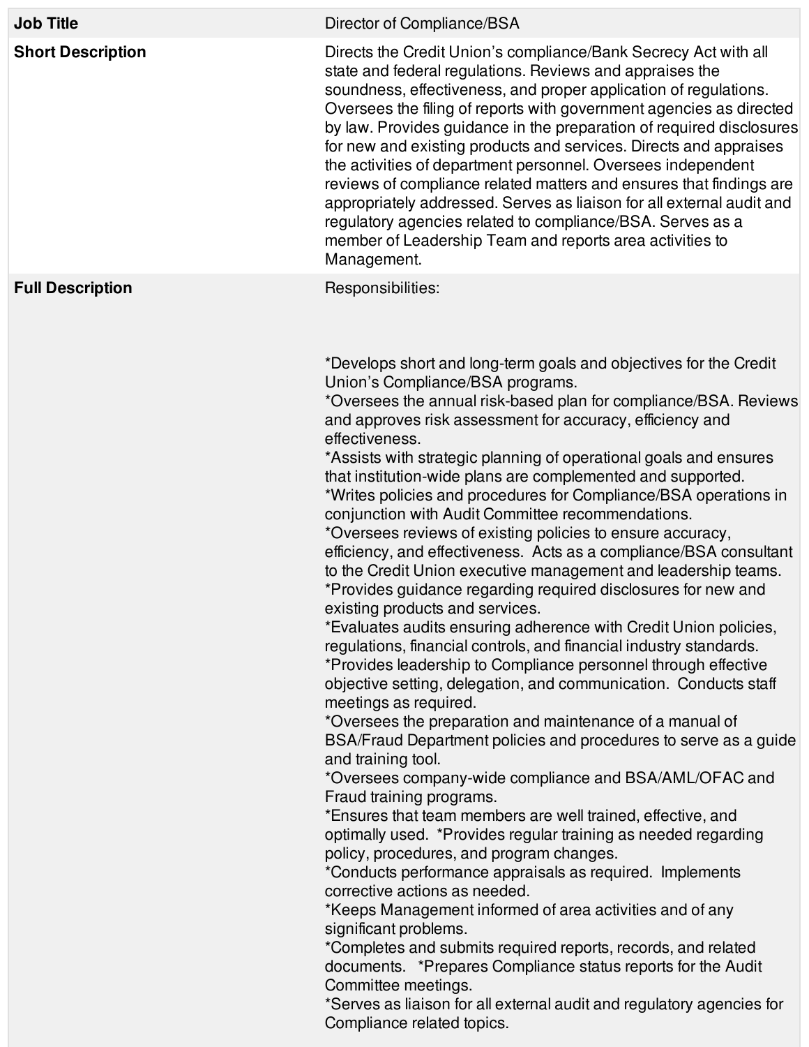| | |
|---|---|
| **Job Title** | Director of Compliance/BSA |
| **Short Description** | Directs the Credit Union's compliance/Bank Secrecy Act with all state and federal regulations. Reviews and appraises the soundness, effectiveness, and proper application of regulations. Oversees the filing of reports with government agencies as directed by law. Provides guidance in the preparation of required disclosures for new and existing products and services. Directs and appraises the activities of department personnel. Oversees independent reviews of compliance related matters and ensures that findings are appropriately addressed. Serves as liaison for all external audit and regulatory agencies related to compliance/BSA. Serves as a member of Leadership Team and reports area activities to Management. |
| **Full Description** | Responsibilities:<br><br>*Develops short and long-term goals and objectives for the Credit Union's Compliance/BSA programs.<br>*Oversees the annual risk-based plan for compliance/BSA. Reviews and approves risk assessment for accuracy, efficiency and effectiveness.<br>*Assists with strategic planning of operational goals and ensures that institution-wide plans are complemented and supported.<br>*Writes policies and procedures for Compliance/BSA operations in conjunction with Audit Committee recommendations.<br>*Oversees reviews of existing policies to ensure accuracy, efficiency, and effectiveness. Acts as a compliance/BSA consultant to the Credit Union executive management and leadership teams.<br>*Provides guidance regarding required disclosures for new and existing products and services.<br>*Evaluates audits ensuring adherence with Credit Union policies, regulations, financial controls, and financial industry standards.<br>*Provides leadership to Compliance personnel through effective objective setting, delegation, and communication. Conducts staff meetings as required.<br>*Oversees the preparation and maintenance of a manual of BSA/Fraud Department policies and procedures to serve as a guide and training tool.<br>*Oversees company-wide compliance and BSA/AML/OFAC and Fraud training programs.<br>*Ensures that team members are well trained, effective, and optimally used. *Provides regular training as needed regarding policy, procedures, and program changes.<br>*Conducts performance appraisals as required. Implements corrective actions as needed.<br>*Keeps Management informed of area activities and of any significant problems.<br>*Completes and submits required reports, records, and related documents. *Prepares Compliance status reports for the Audit Committee meetings.<br>*Serves as liaison for all external audit and regulatory agencies for Compliance related topics. |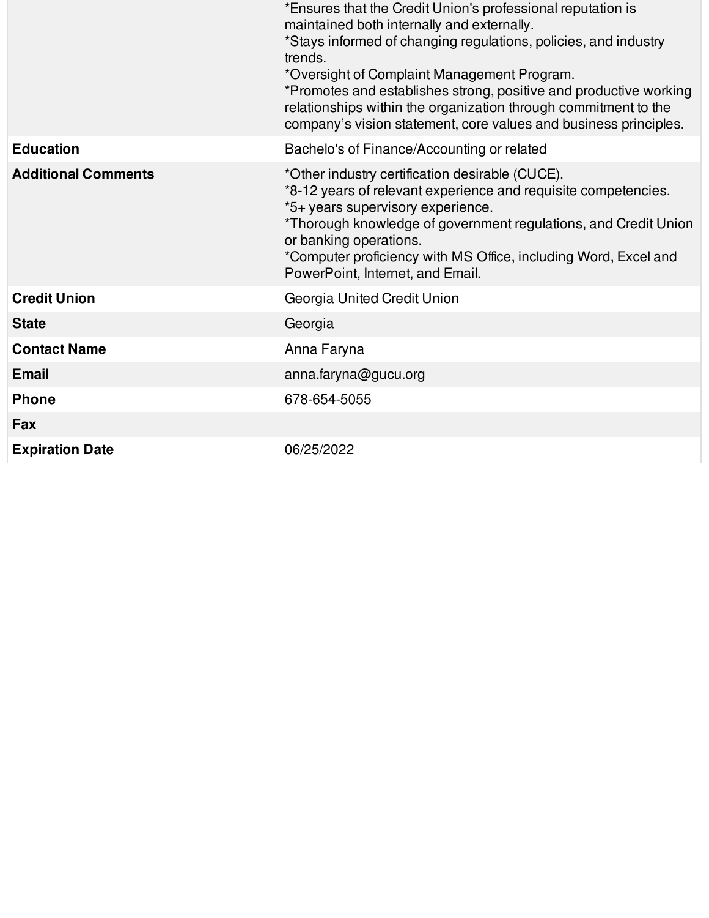| | |
|---|---|
| | *Ensures that the Credit Union's professional reputation is maintained both internally and externally.<br>*Stays informed of changing regulations, policies, and industry trends.<br>*Oversight of Complaint Management Program.<br>*Promotes and establishes strong, positive and productive working relationships within the organization through commitment to the company's vision statement, core values and business principles. |
| **Education** | Bachelo's of Finance/Accounting or related |
| **Additional Comments** | *Other industry certification desirable (CUCE).<br>*8-12 years of relevant experience and requisite competencies.<br>*5+ years supervisory experience.<br>*Thorough knowledge of government regulations, and Credit Union or banking operations.<br>*Computer proficiency with MS Office, including Word, Excel and PowerPoint, Internet, and Email. |
| **Credit Union** | Georgia United Credit Union |
| **State** | Georgia |
| **Contact Name** | Anna Faryna |
| **Email** | anna.faryna@gucu.org |
| **Phone** | 678-654-5055 |
| **Fax** | |
| **Expiration Date** | 06/25/2022 |